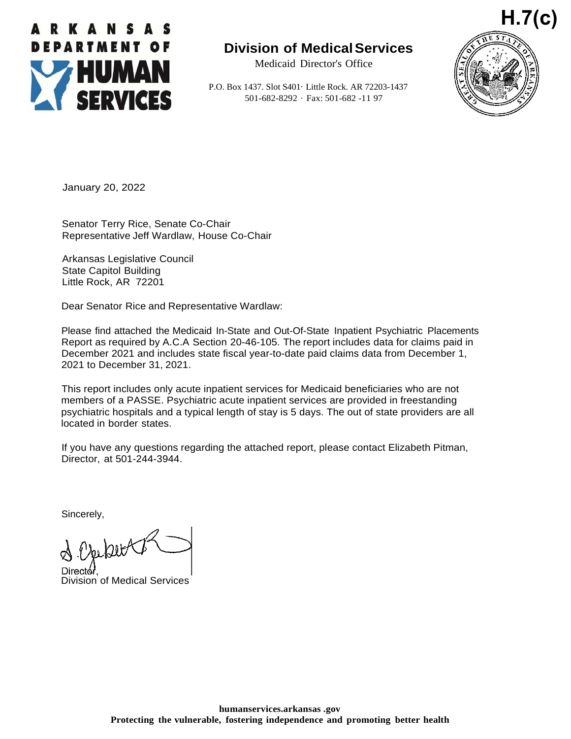**H.7(c)**

ARKANSAS DEPARTMENT OF HUMAN SERVICES

## Division of Medical Services

Medicaid Director's Office

P.O. Box 1437. Slot S401· Little Rock. AR 72203-1437
501-682-8292 · Fax: 501-682 -11 97

January 20, 2022

Senator Terry Rice, Senate Co-Chair
Representative Jeff Wardlaw, House Co-Chair

Arkansas Legislative Council
State Capitol Building
Little Rock, AR 72201

Dear Senator Rice and Representative Wardlaw:

Please find attached the Medicaid In-State and Out-Of-State Inpatient Psychiatric Placements Report as required by A.C.A Section 20-46-105. The report includes data for claims paid in December 2021 and includes state fiscal year-to-date paid claims data from December 1, 2021 to December 31, 2021.

This report includes only acute inpatient services for Medicaid beneficiaries who are not members of a PASSE. Psychiatric acute inpatient services are provided in freestanding psychiatric hospitals and a typical length of stay is 5 days. The out of state providers are all located in border states.

If you have any questions regarding the attached report, please contact Elizabeth Pitman, Director, at 501-244-3944.

Sincerely,

Director,
Division of Medical Services

humanservices.arkansas .gov
**Protecting the vulnerable, fostering independence and promoting better health**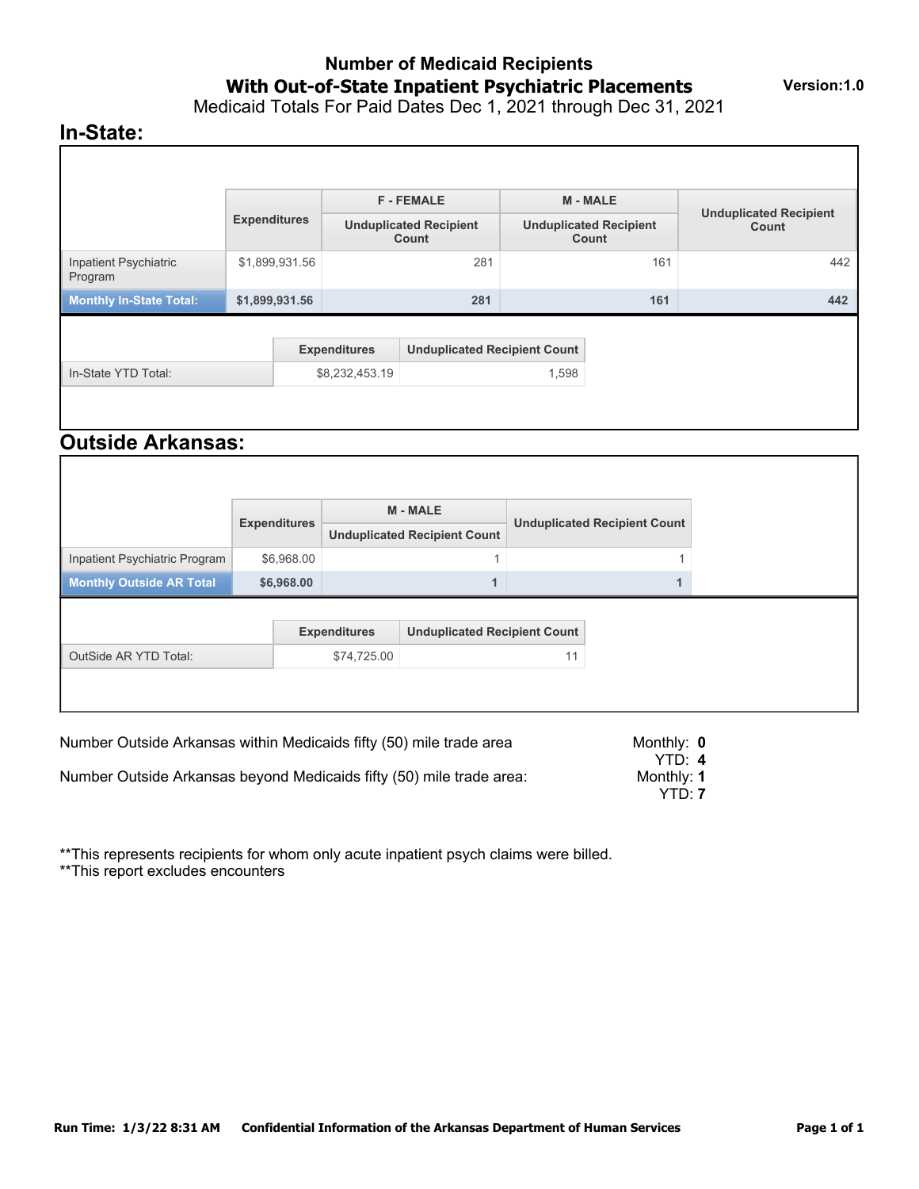# Number of Medicaid Recipients
# With Out-of-State Inpatient Psychiatric Placements

Version:1.0

Medicaid Totals For Paid Dates Dec 1, 2021 through Dec 31, 2021

## In-State:

| | Expenditures | F - FEMALE | M - MALE | Unduplicated Recipient Count |
|---|---|---|---|---|
| | | Unduplicated Recipient Count | Unduplicated Recipient Count | |
| Inpatient Psychiatric Program | $1,899,931.56 | 281 | 161 | 442 |
| **Monthly In-State Total:** | **$1,899,931.56** | **281** | **161** | **442** |

| | Expenditures | Unduplicated Recipient Count |
|---|---|---|
| In-State YTD Total: | $8,232,453.19 | 1,598 |

## Outside Arkansas:

| | Expenditures | M - MALE | Unduplicated Recipient Count |
|---|---|---|---|
| | | Unduplicated Recipient Count | |
| Inpatient Psychiatric Program | $6,968.00 | 1 | 1 |
| **Monthly Outside AR Total** | **$6,968.00** | **1** | **1** |

| | Expenditures | Unduplicated Recipient Count |
|---|---|---|
| OutSide AR YTD Total: | $74,725.00 | 11 |

Number Outside Arkansas within Medicaids fifty (50) mile trade area — Monthly: **0** YTD: **4**

Number Outside Arkansas beyond Medicaids fifty (50) mile trade area: — Monthly: **1** YTD: **7**

**This represents recipients for whom only acute inpatient psych claims were billed.
**This report excludes encounters

Run Time: 1/3/22 8:31 AM Confidential Information of the Arkansas Department of Human Services